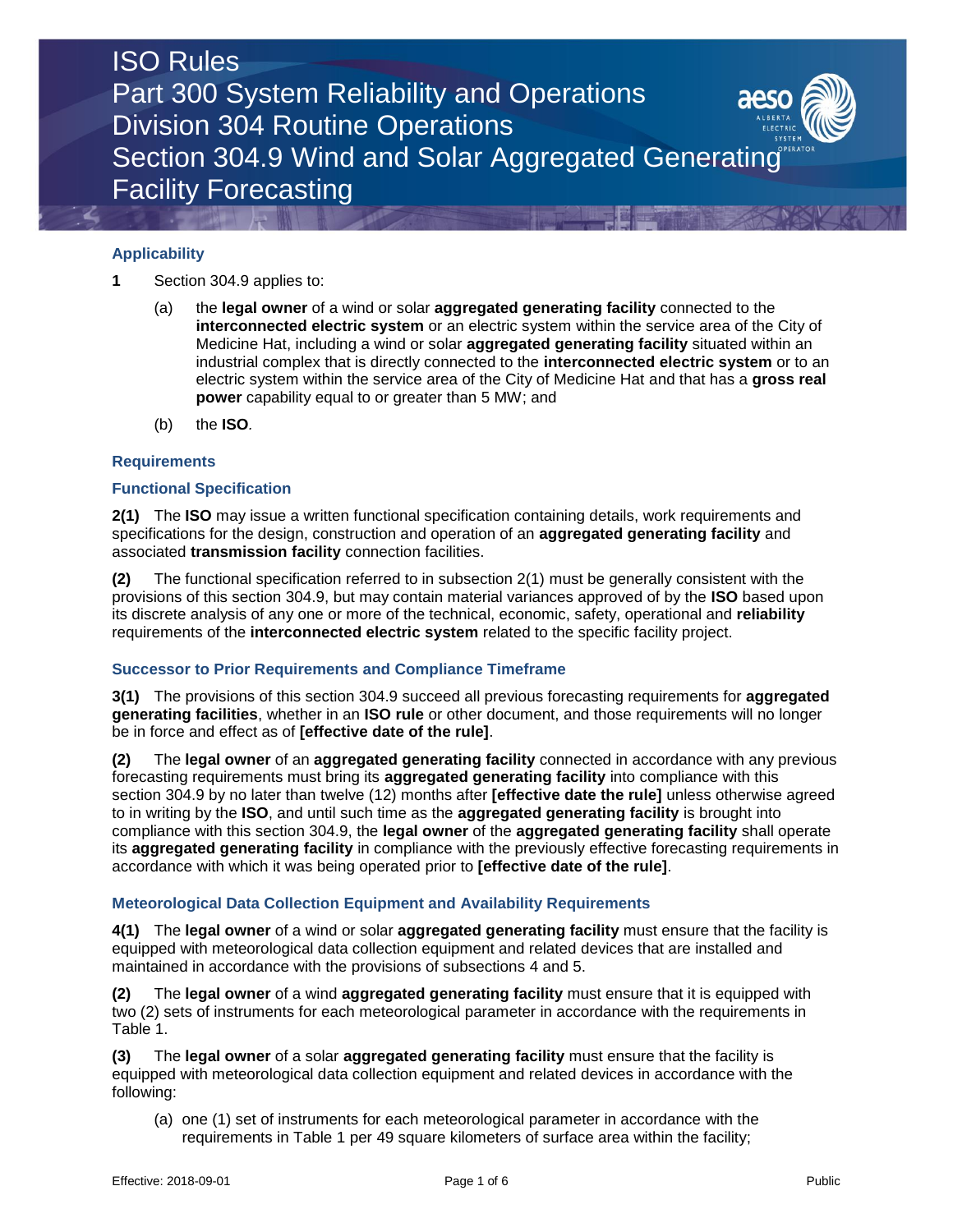# ISO Rules
# Part 300 System Reliability and Operations
# Division 304 Routine Operations
# Section 304.9 Wind and Solar Aggregated Generating Facility Forecasting

### Applicability

**1** Section 304.9 applies to:

(a) the **legal owner** of a wind or solar **aggregated generating facility** connected to the **interconnected electric system** or an electric system within the service area of the City of Medicine Hat, including a wind or solar **aggregated generating facility** situated within an industrial complex that is directly connected to the **interconnected electric system** or to an electric system within the service area of the City of Medicine Hat and that has a **gross real power** capability equal to or greater than 5 MW; and

(b) the **ISO**.

### Requirements

### Functional Specification

**2(1)** The **ISO** may issue a written functional specification containing details, work requirements and specifications for the design, construction and operation of an **aggregated generating facility** and associated **transmission facility** connection facilities.

**(2)** The functional specification referred to in subsection 2(1) must be generally consistent with the provisions of this section 304.9, but may contain material variances approved of by the **ISO** based upon its discrete analysis of any one or more of the technical, economic, safety, operational and **reliability** requirements of the **interconnected electric system** related to the specific facility project.

### Successor to Prior Requirements and Compliance Timeframe

**3(1)** The provisions of this section 304.9 succeed all previous forecasting requirements for **aggregated generating facilities**, whether in an **ISO rule** or other document, and those requirements will no longer be in force and effect as of **[effective date of the rule]**.

**(2)** The **legal owner** of an **aggregated generating facility** connected in accordance with any previous forecasting requirements must bring its **aggregated generating facility** into compliance with this section 304.9 by no later than twelve (12) months after **[effective date the rule]** unless otherwise agreed to in writing by the **ISO**, and until such time as the **aggregated generating facility** is brought into compliance with this section 304.9, the **legal owner** of the **aggregated generating facility** shall operate its **aggregated generating facility** in compliance with the previously effective forecasting requirements in accordance with which it was being operated prior to **[effective date of the rule]**.

### Meteorological Data Collection Equipment and Availability Requirements

**4(1)** The **legal owner** of a wind or solar **aggregated generating facility** must ensure that the facility is equipped with meteorological data collection equipment and related devices that are installed and maintained in accordance with the provisions of subsections 4 and 5.

**(2)** The **legal owner** of a wind **aggregated generating facility** must ensure that it is equipped with two (2) sets of instruments for each meteorological parameter in accordance with the requirements in Table 1.

**(3)** The **legal owner** of a solar **aggregated generating facility** must ensure that the facility is equipped with meteorological data collection equipment and related devices in accordance with the following:

(a) one (1) set of instruments for each meteorological parameter in accordance with the requirements in Table 1 per 49 square kilometers of surface area within the facility;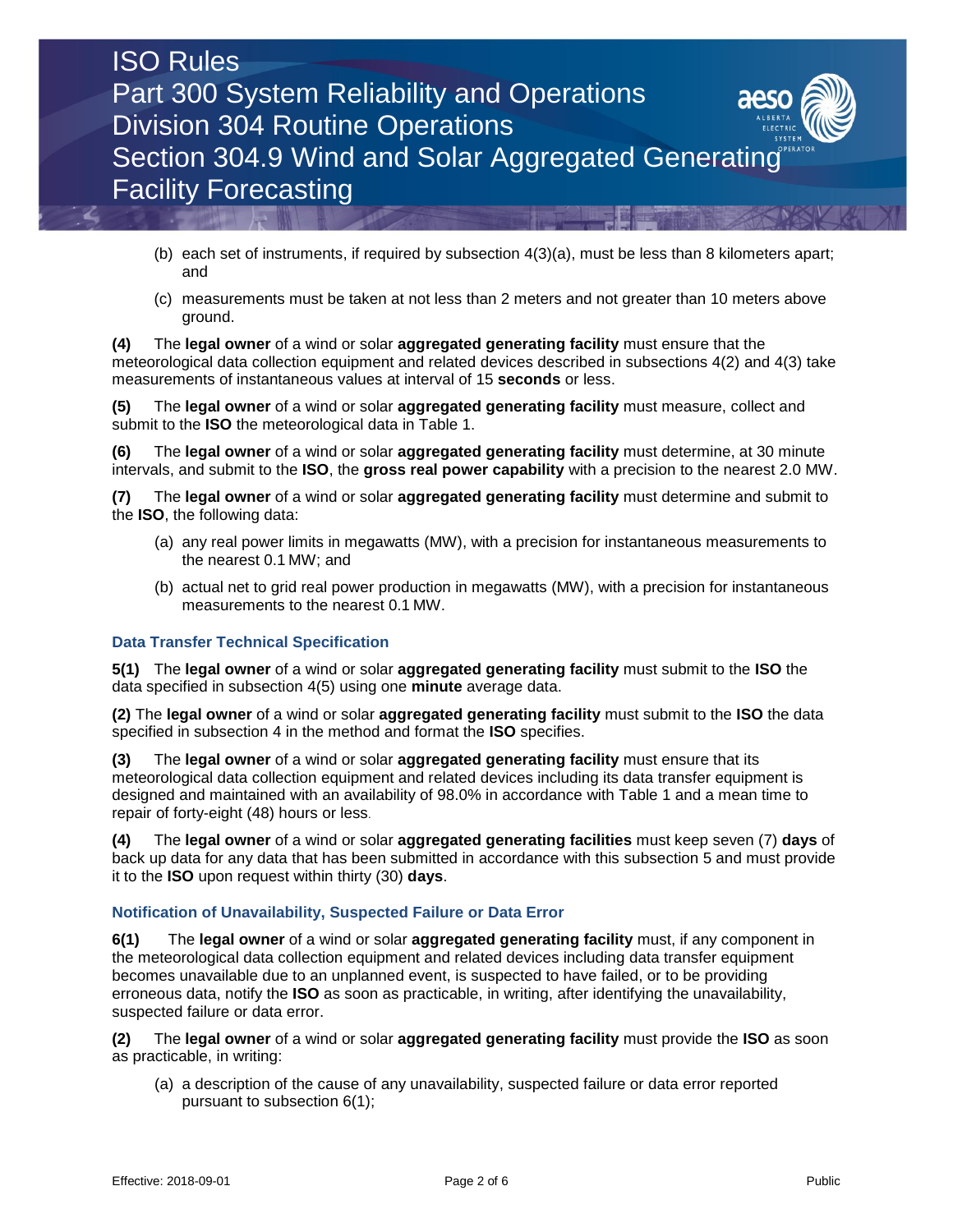(b) each set of instruments, if required by subsection 4(3)(a), must be less than 8 kilometers apart; and

(c) measurements must be taken at not less than 2 meters and not greater than 10 meters above ground.

**(4)** The **legal owner** of a wind or solar **aggregated generating facility** must ensure that the meteorological data collection equipment and related devices described in subsections 4(2) and 4(3) take measurements of instantaneous values at interval of 15 **seconds** or less.

**(5)** The **legal owner** of a wind or solar **aggregated generating facility** must measure, collect and submit to the **ISO** the meteorological data in Table 1.

**(6)** The **legal owner** of a wind or solar **aggregated generating facility** must determine, at 30 minute intervals, and submit to the **ISO**, the **gross real power capability** with a precision to the nearest 2.0 MW.

**(7)** The **legal owner** of a wind or solar **aggregated generating facility** must determine and submit to the **ISO**, the following data:

(a) any real power limits in megawatts (MW), with a precision for instantaneous measurements to the nearest 0.1 MW; and

(b) actual net to grid real power production in megawatts (MW), with a precision for instantaneous measurements to the nearest 0.1 MW.

### Data Transfer Technical Specification

**5(1)** The **legal owner** of a wind or solar **aggregated generating facility** must submit to the **ISO** the data specified in subsection 4(5) using one **minute** average data.

**(2)** The **legal owner** of a wind or solar **aggregated generating facility** must submit to the **ISO** the data specified in subsection 4 in the method and format the **ISO** specifies.

**(3)** The **legal owner** of a wind or solar **aggregated generating facility** must ensure that its meteorological data collection equipment and related devices including its data transfer equipment is designed and maintained with an availability of 98.0% in accordance with Table 1 and a mean time to repair of forty-eight (48) hours or less.

**(4)** The **legal owner** of a wind or solar **aggregated generating facilities** must keep seven (7) **days** of back up data for any data that has been submitted in accordance with this subsection 5 and must provide it to the **ISO** upon request within thirty (30) **days**.

### Notification of Unavailability, Suspected Failure or Data Error

**6(1)** The **legal owner** of a wind or solar **aggregated generating facility** must, if any component in the meteorological data collection equipment and related devices including data transfer equipment becomes unavailable due to an unplanned event, is suspected to have failed, or to be providing erroneous data, notify the **ISO** as soon as practicable, in writing, after identifying the unavailability, suspected failure or data error.

**(2)** The **legal owner** of a wind or solar **aggregated generating facility** must provide the **ISO** as soon as practicable, in writing:

(a) a description of the cause of any unavailability, suspected failure or data error reported pursuant to subsection 6(1);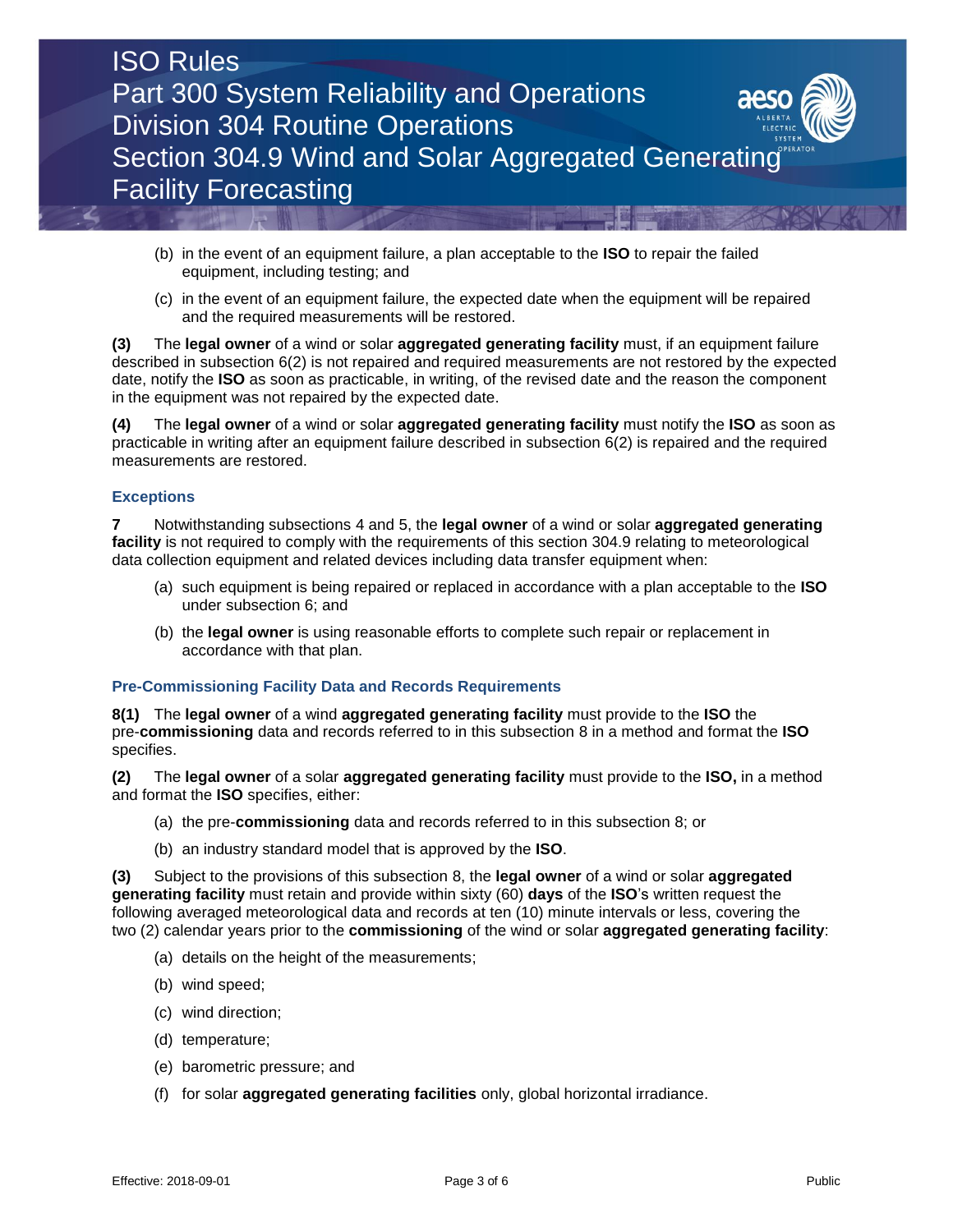(b) in the event of an equipment failure, a plan acceptable to the **ISO** to repair the failed equipment, including testing; and

(c) in the event of an equipment failure, the expected date when the equipment will be repaired and the required measurements will be restored.

**(3)** The **legal owner** of a wind or solar **aggregated generating facility** must, if an equipment failure described in subsection 6(2) is not repaired and required measurements are not restored by the expected date, notify the **ISO** as soon as practicable, in writing, of the revised date and the reason the component in the equipment was not repaired by the expected date.

**(4)** The **legal owner** of a wind or solar **aggregated generating facility** must notify the **ISO** as soon as practicable in writing after an equipment failure described in subsection 6(2) is repaired and the required measurements are restored.

### Exceptions

**7** Notwithstanding subsections 4 and 5, the **legal owner** of a wind or solar **aggregated generating facility** is not required to comply with the requirements of this section 304.9 relating to meteorological data collection equipment and related devices including data transfer equipment when:

(a) such equipment is being repaired or replaced in accordance with a plan acceptable to the **ISO** under subsection 6; and

(b) the **legal owner** is using reasonable efforts to complete such repair or replacement in accordance with that plan.

### Pre-Commissioning Facility Data and Records Requirements

**8(1)** The **legal owner** of a wind **aggregated generating facility** must provide to the **ISO** the pre-**commissioning** data and records referred to in this subsection 8 in a method and format the **ISO** specifies.

**(2)** The **legal owner** of a solar **aggregated generating facility** must provide to the **ISO,** in a method and format the **ISO** specifies, either:

(a) the pre-**commissioning** data and records referred to in this subsection 8; or

(b) an industry standard model that is approved by the **ISO**.

**(3)** Subject to the provisions of this subsection 8, the **legal owner** of a wind or solar **aggregated generating facility** must retain and provide within sixty (60) **days** of the **ISO**'s written request the following averaged meteorological data and records at ten (10) minute intervals or less, covering the two (2) calendar years prior to the **commissioning** of the wind or solar **aggregated generating facility**:

(a) details on the height of the measurements;

(b) wind speed;

(c) wind direction;

(d) temperature;

(e) barometric pressure; and

(f) for solar **aggregated generating facilities** only, global horizontal irradiance.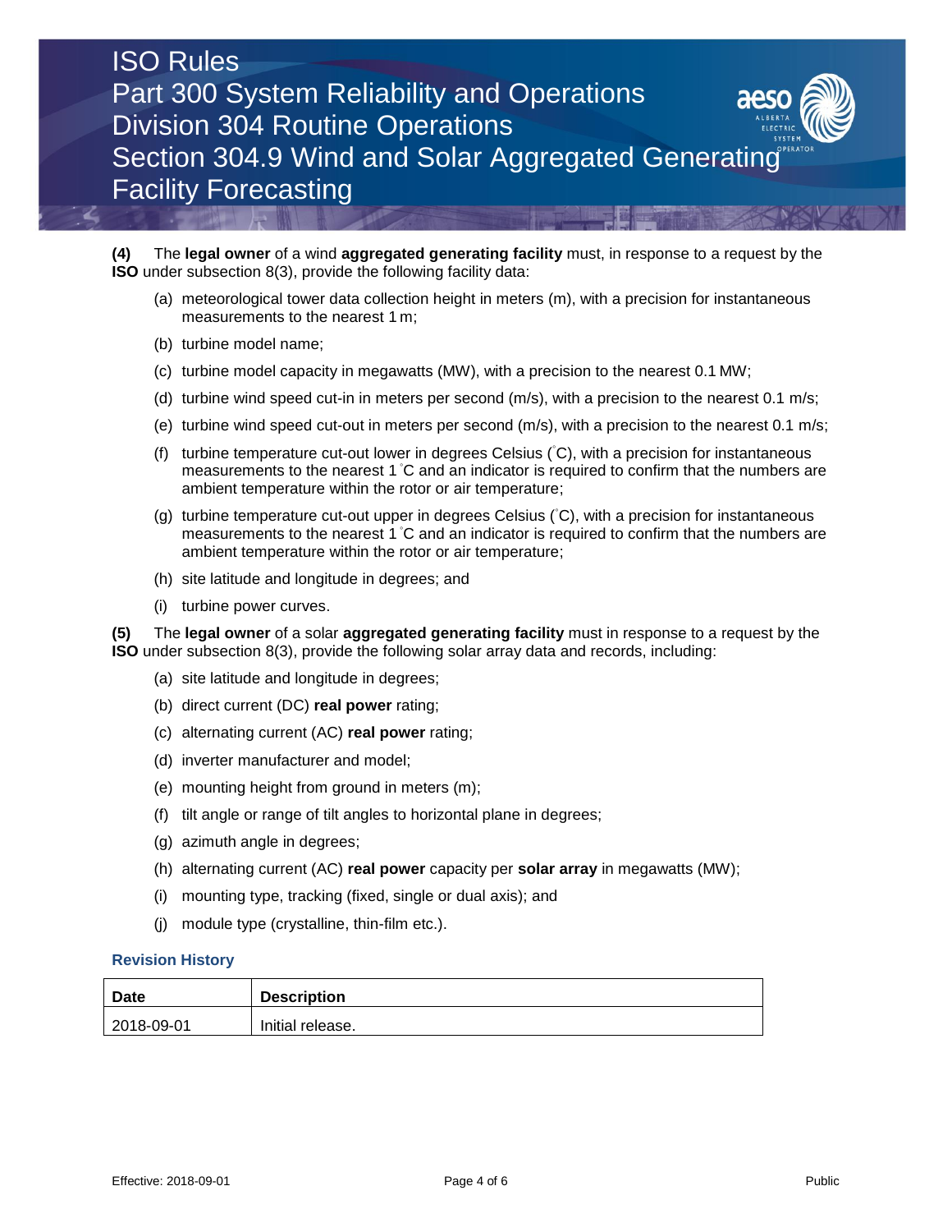**(4)** The **legal owner** of a wind **aggregated generating facility** must, in response to a request by the **ISO** under subsection 8(3), provide the following facility data:

(a) meteorological tower data collection height in meters (m), with a precision for instantaneous measurements to the nearest 1 m;

(b) turbine model name;

(c) turbine model capacity in megawatts (MW), with a precision to the nearest 0.1 MW;

(d) turbine wind speed cut-in in meters per second (m/s), with a precision to the nearest 0.1 m/s;

(e) turbine wind speed cut-out in meters per second (m/s), with a precision to the nearest 0.1 m/s;

(f) turbine temperature cut-out lower in degrees Celsius (˚C), with a precision for instantaneous measurements to the nearest 1 ˚C and an indicator is required to confirm that the numbers are ambient temperature within the rotor or air temperature;

(g) turbine temperature cut-out upper in degrees Celsius (˚C), with a precision for instantaneous measurements to the nearest 1 ˚C and an indicator is required to confirm that the numbers are ambient temperature within the rotor or air temperature;

(h) site latitude and longitude in degrees; and

(i) turbine power curves.

**(5)** The **legal owner** of a solar **aggregated generating facility** must in response to a request by the **ISO** under subsection 8(3), provide the following solar array data and records, including:

(a) site latitude and longitude in degrees;

(b) direct current (DC) **real power** rating;

(c) alternating current (AC) **real power** rating;

(d) inverter manufacturer and model;

(e) mounting height from ground in meters (m);

(f) tilt angle or range of tilt angles to horizontal plane in degrees;

(g) azimuth angle in degrees;

(h) alternating current (AC) **real power** capacity per **solar array** in megawatts (MW);

(i) mounting type, tracking (fixed, single or dual axis); and

(j) module type (crystalline, thin-film etc.).

### Revision History

| Date | Description |
|---|---|
| 2018-09-01 | Initial release. |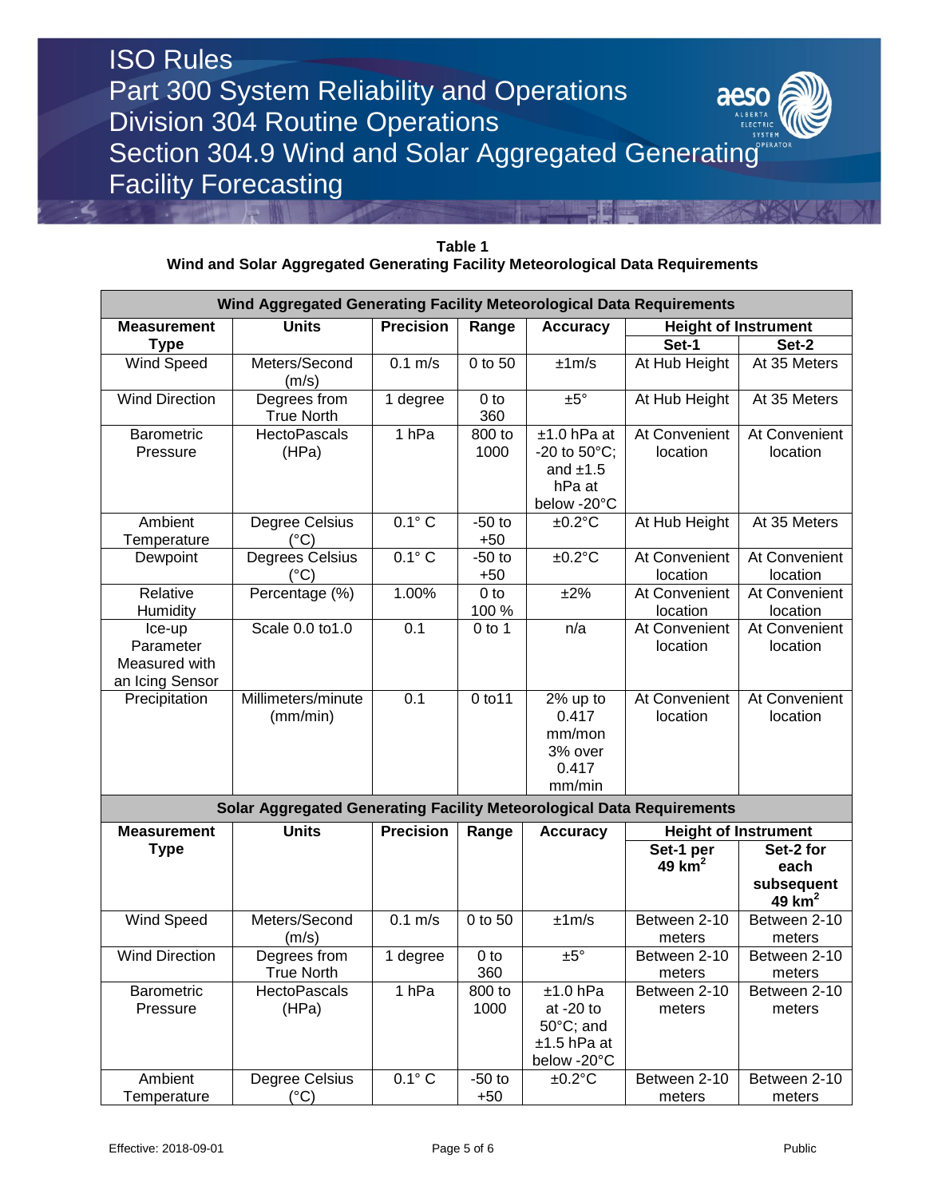**Table 1**
**Wind and Solar Aggregated Generating Facility Meteorological Data Requirements**

| Wind Aggregated Generating Facility Meteorological Data Requirements | | | | | | |
|---|---|---|---|---|---|---|
| **Measurement Type** | **Units** | **Precision** | **Range** | **Accuracy** | **Height of Instrument** | |
| | | | | | **Set-1** | **Set-2** |
| Wind Speed | Meters/Second (m/s) | 0.1 m/s | 0 to 50 | ±1m/s | At Hub Height | At 35 Meters |
| Wind Direction | Degrees from True North | 1 degree | 0 to 360 | ±5° | At Hub Height | At 35 Meters |
| Barometric Pressure | HectoPascals (HPa) | 1 hPa | 800 to 1000 | ±1.0 hPa at -20 to 50°C; and ±1.5 hPa at below -20°C | At Convenient location | At Convenient location |
| Ambient Temperature | Degree Celsius (°C) | 0.1° C | -50 to +50 | ±0.2°C | At Hub Height | At 35 Meters |
| Dewpoint | Degrees Celsius (°C) | 0.1° C | -50 to +50 | ±0.2°C | At Convenient location | At Convenient location |
| Relative Humidity | Percentage (%) | 1.00% | 0 to 100 % | ±2% | At Convenient location | At Convenient location |
| Ice-up Parameter Measured with an Icing Sensor | Scale 0.0 to1.0 | 0.1 | 0 to 1 | n/a | At Convenient location | At Convenient location |
| Precipitation | Millimeters/minute (mm/min) | 0.1 | 0 to11 | 2% up to 0.417 mm/mon 3% over 0.417 mm/min | At Convenient location | At Convenient location |

| Solar Aggregated Generating Facility Meteorological Data Requirements | | | | | | |
|---|---|---|---|---|---|---|
| **Measurement Type** | **Units** | **Precision** | **Range** | **Accuracy** | **Height of Instrument** | |
| | | | | | **Set-1 per 49 km$^2$** | **Set-2 for each subsequent 49 km$^2$** |
| Wind Speed | Meters/Second (m/s) | 0.1 m/s | 0 to 50 | ±1m/s | Between 2-10 meters | Between 2-10 meters |
| Wind Direction | Degrees from True North | 1 degree | 0 to 360 | ±5° | Between 2-10 meters | Between 2-10 meters |
| Barometric Pressure | HectoPascals (HPa) | 1 hPa | 800 to 1000 | ±1.0 hPa at -20 to 50°C; and ±1.5 hPa at below -20°C | Between 2-10 meters | Between 2-10 meters |
| Ambient Temperature | Degree Celsius (°C) | 0.1° C | -50 to +50 | ±0.2°C | Between 2-10 meters | Between 2-10 meters |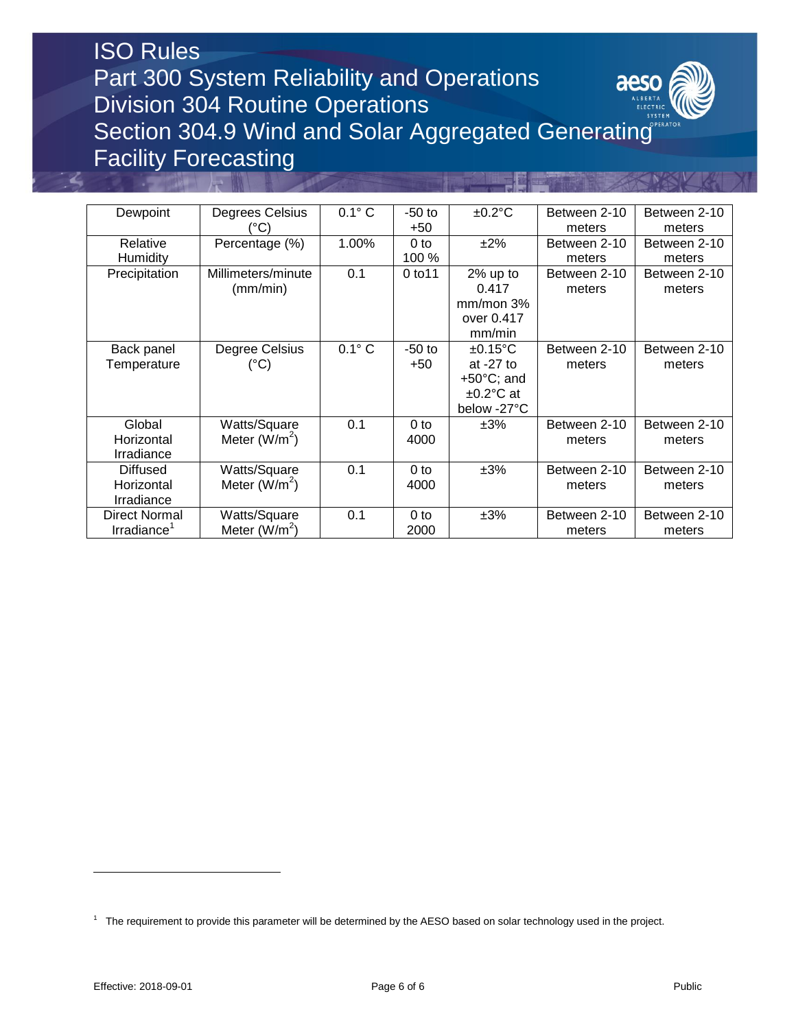| | | | | | | |
|---|---|---|---|---|---|---|
| Dewpoint | Degrees Celsius (°C) | 0.1° C | -50 to +50 | ±0.2°C | Between 2-10 meters | Between 2-10 meters |
| Relative Humidity | Percentage (%) | 1.00% | 0 to 100 % | ±2% | Between 2-10 meters | Between 2-10 meters |
| Precipitation | Millimeters/minute (mm/min) | 0.1 | 0 to11 | 2% up to 0.417 mm/mon 3% over 0.417 mm/min | Between 2-10 meters | Between 2-10 meters |
| Back panel Temperature | Degree Celsius (°C) | 0.1° C | -50 to +50 | ±0.15°C at -27 to +50°C; and ±0.2°C at below -27°C | Between 2-10 meters | Between 2-10 meters |
| Global Horizontal Irradiance | Watts/Square Meter ($W/m^2$) | 0.1 | 0 to 4000 | ±3% | Between 2-10 meters | Between 2-10 meters |
| Diffused Horizontal Irradiance | Watts/Square Meter ($W/m^2$) | 0.1 | 0 to 4000 | ±3% | Between 2-10 meters | Between 2-10 meters |
| Direct Normal Irradiance[1] | Watts/Square Meter ($W/m^2$) | 0.1 | 0 to 2000 | ±3% | Between 2-10 meters | Between 2-10 meters |

[1] The requirement to provide this parameter will be determined by the AESO based on solar technology used in the project.